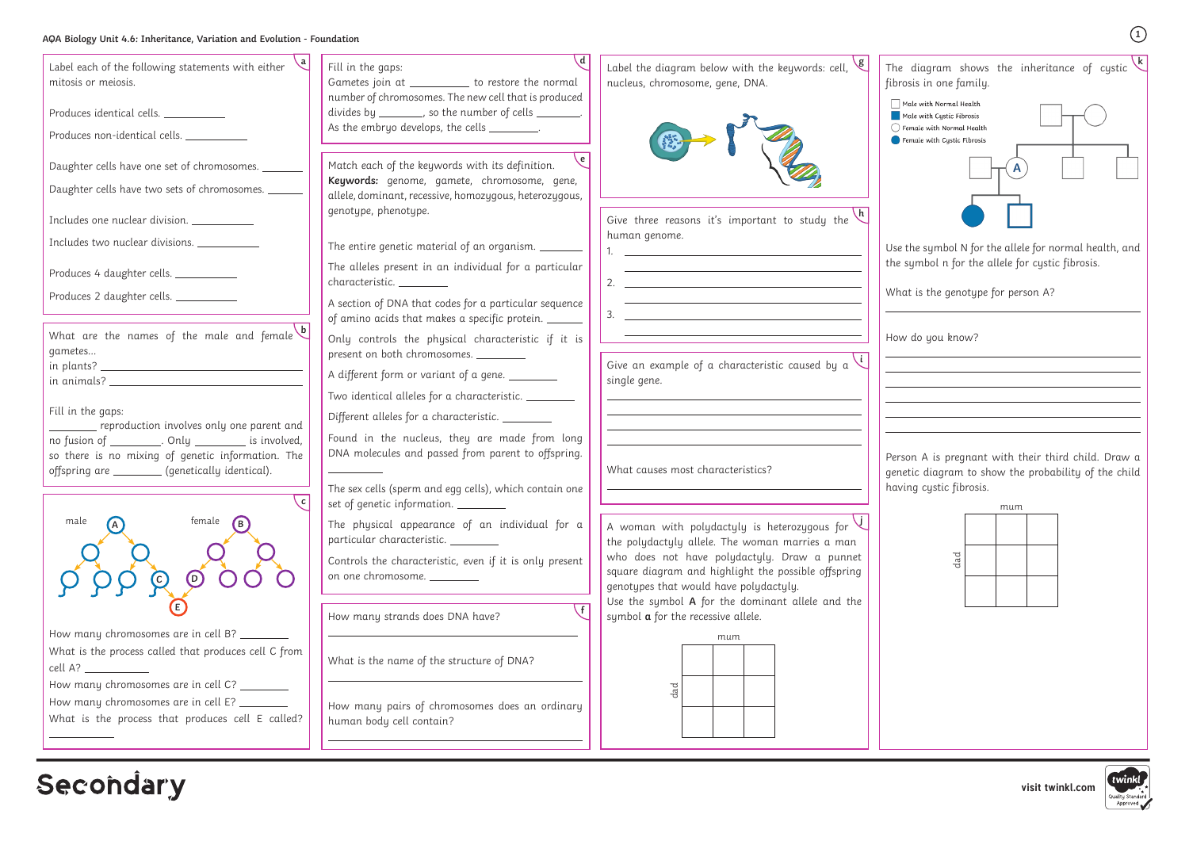AQA Biology Unit 4.6: Inheritance, Variation and Evolution - Foundation

**a**

Label each of the following statements with either mitosis or meiosis.

Produces identical cells. ___________

Produces non-identical cells. ___________

Daughter cells have one set of chromosomes. ________

Daughter cells have two sets of chromosomes. ________

Includes one nuclear division. ___________

Includes two nuclear divisions. ___________

Produces 4 daughter cells. ___________

Produces 2 daughter cells. ___________

**b**

What are the names of the male and female gametes...

in plants? ___________

in animals? ___________

Fill in the gaps:

________ reproduction involves only one parent and no fusion of ________. Only ________ is involved, so there is no mixing of genetic information. The offspring are ________ (genetically identical).

**c**

male A — female B — C — D — E

How many chromosomes are in cell B? ________

What is the process called that produces cell C from cell A? ________

How many chromosomes are in cell C? ________

How many chromosomes are in cell E? ________

What is the process that produces cell E called? ________

**d**

Fill in the gaps:

Gametes join at ________ to restore the normal number of chromosomes. The new cell that is produced divides by ________, so the number of cells ________. As the embryo develops, the cells ________.

**e**

Match each of the keywords with its definition.

**Keywords:** genome, gamete, chromosome, gene, allele, dominant, recessive, homozygous, heterozygous, genotype, phenotype.

The entire genetic material of an organism. ________

The alleles present in an individual for a particular characteristic. ________

A section of DNA that codes for a particular sequence of amino acids that makes a specific protein. ________

Only controls the physical characteristic if it is present on both chromosomes. ________

A different form or variant of a gene. ________

Two identical alleles for a characteristic. ________

Different alleles for a characteristic. ________

Found in the nucleus, they are made from long DNA molecules and passed from parent to offspring. ________

The sex cells (sperm and egg cells), which contain one set of genetic information. ________

The physical appearance of an individual for a particular characteristic. ________

Controls the characteristic, even if it is only present on one chromosome. ________

**f**

How many strands does DNA have?

___________

What is the name of the structure of DNA?

___________

How many pairs of chromosomes does an ordinary human body cell contain?

___________

**g**

Label the diagram below with the keywords: cell, nucleus, chromosome, gene, DNA.

**h**

Give three reasons it's important to study the human genome.

1. ___________
2. ___________
3. ___________

**i**

Give an example of a characteristic caused by a single gene.

___________

What causes most characteristics?

___________

**j**

A woman with polydactyly is heterozygous for the polydactyly allele. The woman marries a man who does not have polydactyly. Draw a punnet square diagram and highlight the possible offspring genotypes that would have polydactyly.

Use the symbol **A** for the dominant allele and the symbol **a** for the recessive allele.

| dad \ mum | | |
|---|---|---|
| | | |
| | | |

**k**

The diagram shows the inheritance of cystic fibrosis in one family.

- Male with Normal Health
- Male with Cystic Fibrosis
- Female with Normal Health
- Female with Cystic Fibrosis

Use the symbol N for the allele for normal health, and the symbol n for the allele for cystic fibrosis.

What is the genotype for person A?

___________

How do you know?

___________

Person A is pregnant with their third child. Draw a genetic diagram to show the probability of the child having cystic fibrosis.

| dad \ mum | | |
|---|---|---|
| | | |
| | | |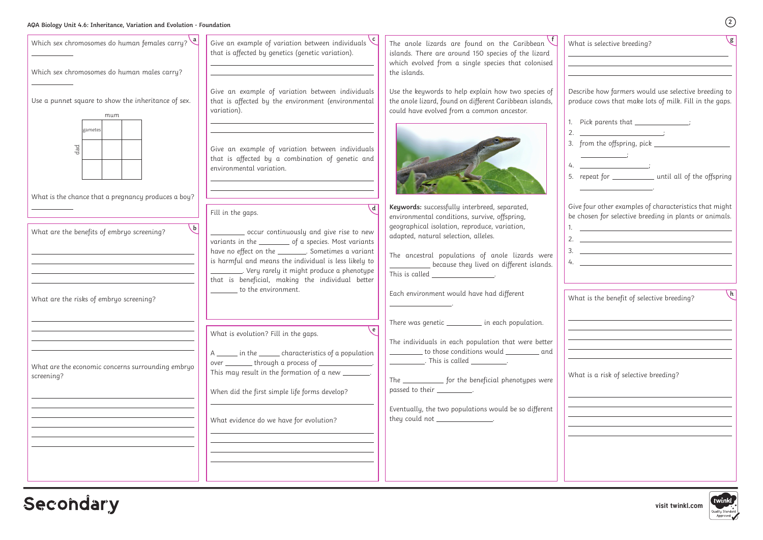## AQA Biology Unit 4.6: Inheritance, Variation and Evolution - Foundation

### a

Which sex chromosomes do human females carry? ________

Which sex chromosomes do human males carry? ________

Use a punnet square to show the inheritance of sex.

mum

| gametes | | |
|---|---|---|
| | | |
| | | |

dad

What is the chance that a pregnancy produces a boy? ________

### b

What are the benefits of embryo screening?

What are the risks of embryo screening?

What are the economic concerns surrounding embryo screening?

### c

Give an example of variation between individuals that is affected by genetics (genetic variation).

Give an example of variation between individuals that is affected by the environment (environmental variation).

Give an example of variation between individuals that is affected by a combination of genetic and environmental variation.

### d

Fill in the gaps.

________ occur continuously and give rise to new variants in the ________ of a species. Most variants have no effect on the ________. Sometimes a variant is harmful and means the individual is less likely to ________. Very rarely it might produce a phenotype that is beneficial, making the individual better ________ to the environment.

### e

What is evolution? Fill in the gaps.

A ______ in the ______ characteristics of a population over ______ through a process of ______. This may result in the formation of a new ______.

When did the first simple life forms develop?

What evidence do we have for evolution?

### f

The anole lizards are found on the Caribbean islands. There are around 150 species of the lizard which evolved from a single species that colonised the islands.

Use the keywords to help explain how two species of the anole lizard, found on different Caribbean islands, could have evolved from a common ancestor.

**Keywords:** successfully interbreed, separated, environmental conditions, survive, offspring, geographical isolation, reproduce, variation, adapted, natural selection, alleles.

The ancestral populations of anole lizards were ________ because they lived on different islands. This is called ________.

Each environment would have had different ________.

There was genetic ________ in each population.

The individuals in each population that were better ________ to those conditions would ________ and ________. This is called ________.

The ________ for the beneficial phenotypes were passed to their ________.

Eventually, the two populations would be so different they could not ________.

### g

What is selective breeding?

Describe how farmers would use selective breeding to produce cows that make lots of milk. Fill in the gaps.

1. Pick parents that ________;
2. ________;
3. from the offspring, pick ________;
4. ________;
5. repeat for ________ until all of the offspring ________.

Give four other examples of characteristics that might be chosen for selective breeding in plants or animals.

1. 
2. 
3. 
4. 

### h

What is the benefit of selective breeding?

What is a risk of selective breeding?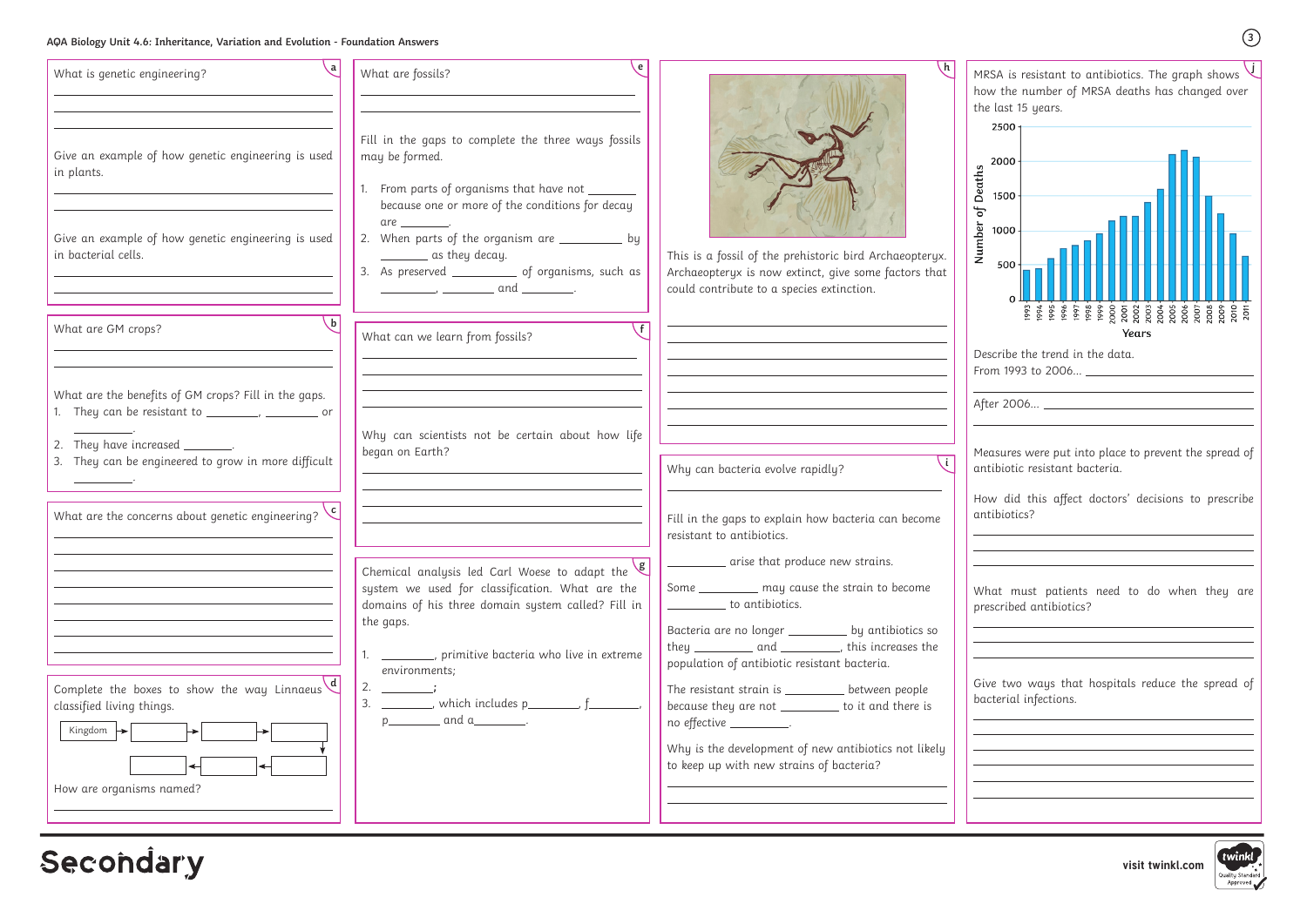## AQA Biology Unit 4.6: Inheritance, Variation and Evolution - Foundation Answers

### a

What is genetic engineering?

Give an example of how genetic engineering is used in plants.

Give an example of how genetic engineering is used in bacterial cells.

### b

What are GM crops?

What are the benefits of GM crops? Fill in the gaps.

1. They can be resistant to ________, ________ or ________.
2. They have increased ________.
3. They can be engineered to grow in more difficult ________.

### c

What are the concerns about genetic engineering?

### d

Complete the boxes to show the way Linnaeus classified living things.

Kingdom → ____ → ____ → ____ → ____ → ____ → ____

How are organisms named?

### e

What are fossils?

Fill in the gaps to complete the three ways fossils may be formed.

1. From parts of organisms that have not ________ because one or more of the conditions for decay are ________.
2. When parts of the organism are ________ by ________ as they decay.
3. As preserved ________ of organisms, such as ________, ________ and ________.

### f

What can we learn from fossils?

Why can scientists not be certain about how life began on Earth?

### g

Chemical analysis led Carl Woese to adapt the system we used for classification. What are the domains of his three domain system called? Fill in the gaps.

1. ________, primitive bacteria who live in extreme environments;
2. ________;
3. ________, which includes p________, f________, p________ and a________.

### h

This is a fossil of the prehistoric bird Archaeopteryx. Archaeopteryx is now extinct, give some factors that could contribute to a species extinction.

### i

Why can bacteria evolve rapidly?

Fill in the gaps to explain how bacteria can become resistant to antibiotics.

________ arise that produce new strains.

Some ________ may cause the strain to become ________ to antibiotics.

Bacteria are no longer ________ by antibiotics so they ________ and ________, this increases the population of antibiotic resistant bacteria.

The resistant strain is ________ between people because they are not ________ to it and there is no effective ________.

Why is the development of new antibiotics not likely to keep up with new strains of bacteria?

### j

MRSA is resistant to antibiotics. The graph shows how the number of MRSA deaths has changed over the last 15 years.

Bar chart: Number of Deaths (y-axis, 0–2500) against Years (x-axis, 1993–2011).

Describe the trend in the data.

From 1993 to 2006... ________

After 2006... ________

Measures were put into place to prevent the spread of antibiotic resistant bacteria.

How did this affect doctors' decisions to prescribe antibiotics?

What must patients need to do when they are prescribed antibiotics?

Give two ways that hospitals reduce the spread of bacterial infections.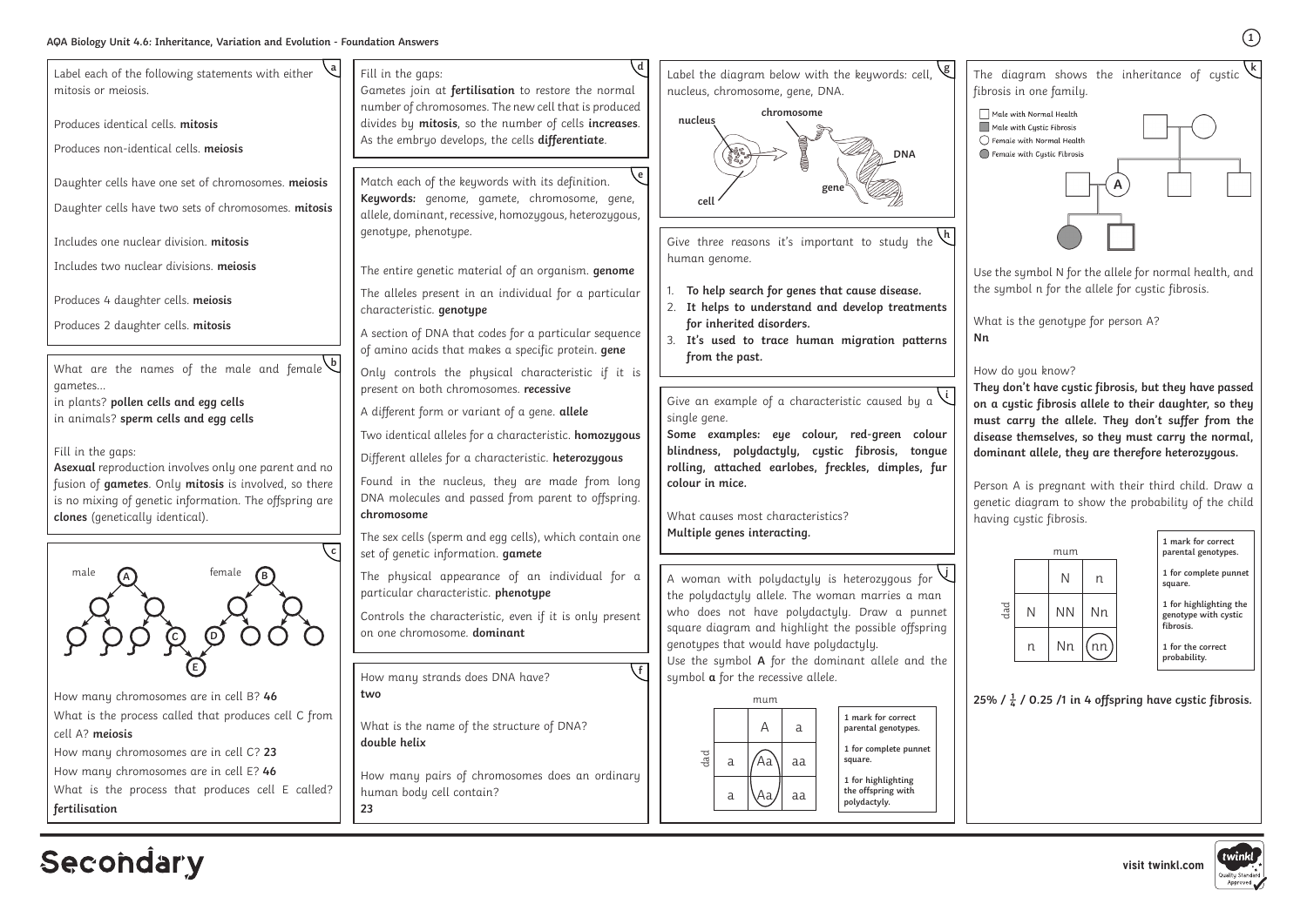# AQA Biology Unit 4.6: Inheritance, Variation and Evolution - Foundation Answers

## a

Label each of the following statements with either mitosis or meiosis.

Produces identical cells. **mitosis**

Produces non-identical cells. **meiosis**

Daughter cells have one set of chromosomes. **meiosis**

Daughter cells have two sets of chromosomes. **mitosis**

Includes one nuclear division. **mitosis**

Includes two nuclear divisions. **meiosis**

Produces 4 daughter cells. **meiosis**

Produces 2 daughter cells. **mitosis**

## b

What are the names of the male and female gametes...

in plants? **pollen cells and egg cells**

in animals? **sperm cells and egg cells**

Fill in the gaps:

**Asexual** reproduction involves only one parent and no fusion of **gametes**. Only **mitosis** is involved, so there is no mixing of genetic information. The offspring are **clones** (genetically identical).

## c

(Diagram: male cell A and female cell B each divide to produce cells; cell C (from A) and cell D (from B) join to form cell E.)

How many chromosomes are in cell B? **46**

What is the process called that produces cell C from cell A? **meiosis**

How many chromosomes are in cell C? **23**

How many chromosomes are in cell E? **46**

What is the process that produces cell E called? **fertilisation**

## d

Fill in the gaps:

Gametes join at **fertilisation** to restore the normal number of chromosomes. The new cell that is produced divides by **mitosis**, so the number of cells **increases**. As the embryo develops, the cells **differentiate**.

## e

Match each of the keywords with its definition.

**Keywords:** genome, gamete, chromosome, gene, allele, dominant, recessive, homozygous, heterozygous, genotype, phenotype.

The entire genetic material of an organism. **genome**

The alleles present in an individual for a particular characteristic. **genotype**

A section of DNA that codes for a particular sequence of amino acids that makes a specific protein. **gene**

Only controls the physical characteristic if it is present on both chromosomes. **recessive**

A different form or variant of a gene. **allele**

Two identical alleles for a characteristic. **homozygous**

Different alleles for a characteristic. **heterozygous**

Found in the nucleus, they are made from long DNA molecules and passed from parent to offspring. **chromosome**

The sex cells (sperm and egg cells), which contain one set of genetic information. **gamete**

The physical appearance of an individual for a particular characteristic. **phenotype**

Controls the characteristic, even if it is only present on one chromosome. **dominant**

## f

How many strands does DNA have?
**two**

What is the name of the structure of DNA?
**double helix**

How many pairs of chromosomes does an ordinary human body cell contain?
**23**

## g

Label the diagram below with the keywords: cell, nucleus, chromosome, gene, DNA.

(Diagram labels: **nucleus**, **chromosome**, **DNA**, **gene**, **cell**)

## h

Give three reasons it's important to study the human genome.

1. **To help search for genes that cause disease.**
2. **It helps to understand and develop treatments for inherited disorders.**
3. **It's used to trace human migration patterns from the past.**

## i

Give an example of a characteristic caused by a single gene.

**Some examples: eye colour, red-green colour blindness, polydactyly, cystic fibrosis, tongue rolling, attached earlobes, freckles, dimples, fur colour in mice.**

What causes most characteristics?
**Multiple genes interacting.**

## j

A woman with polydactyly is heterozygous for the polydactyly allele. The woman marries a man who does not have polydactyly. Draw a punnet square diagram and highlight the possible offspring genotypes that would have polydactyly.

Use the symbol **A** for the dominant allele and the symbol **a** for the recessive allele.

| dad \ mum | A | a |
|---|---|---|
| a | (Aa) | aa |
| a | (Aa) | aa |

1 mark for correct parental genotypes.

1 for complete punnet square.

1 for highlighting the offspring with polydactyly.

## k

The diagram shows the inheritance of cystic fibrosis in one family.

Key: Male with Normal Health; Male with Cystic Fibrosis; Female with Normal Health; Female with Cystic Fibrosis

Use the symbol N for the allele for normal health, and the symbol n for the allele for cystic fibrosis.

What is the genotype for person A?
**Nn**

How do you know?
**They don't have cystic fibrosis, but they have passed on a cystic fibrosis allele to their daughter, so they must carry the allele. They don't suffer from the disease themselves, so they must carry the normal, dominant allele, they are therefore heterozygous.**

Person A is pregnant with their third child. Draw a genetic diagram to show the probability of the child having cystic fibrosis.

| dad \ mum | N | n |
|---|---|---|
| N | NN | Nn |
| n | Nn | (nn) |

1 mark for correct parental genotypes.

1 for complete punnet square.

1 for highlighting the genotype with cystic fibrosis.

1 for the correct probability.

**25% / $\frac{1}{4}$ / 0.25 /1 in 4 offspring have cystic fibrosis.**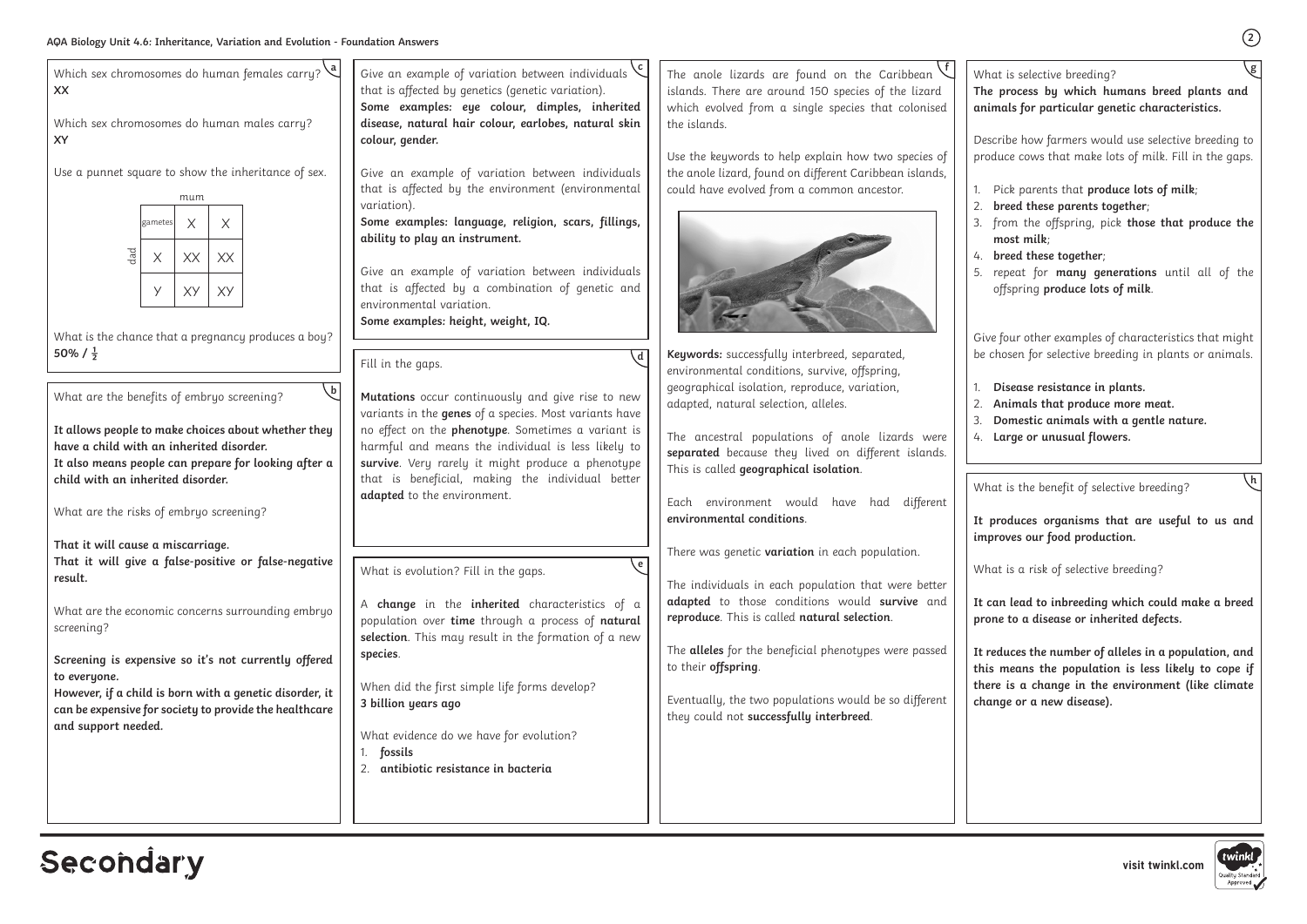## AQA Biology Unit 4.6: Inheritance, Variation and Evolution - Foundation Answers

### a

Which sex chromosomes do human females carry?
**XX**

Which sex chromosomes do human males carry?
**XY**

Use a punnet square to show the inheritance of sex.

| | | mum | |
|---|---|---|---|
| | gametes | X | X |
| dad | X | XX | XX |
| | Y | XY | XY |

What is the chance that a pregnancy produces a boy?
**50% / $\frac{1}{2}$**

### b

What are the benefits of embryo screening?

**It allows people to make choices about whether they have a child with an inherited disorder.**
**It also means people can prepare for looking after a child with an inherited disorder.**

What are the risks of embryo screening?

**That it will cause a miscarriage.**
**That it will give a false-positive or false-negative result.**

What are the economic concerns surrounding embryo screening?

**Screening is expensive so it's not currently offered to everyone.**
**However, if a child is born with a genetic disorder, it can be expensive for society to provide the healthcare and support needed.**

### c

Give an example of variation between individuals that is affected by genetics (genetic variation).
**Some examples: eye colour, dimples, inherited disease, natural hair colour, earlobes, natural skin colour, gender.**

Give an example of variation between individuals that is affected by the environment (environmental variation).
**Some examples: language, religion, scars, fillings, ability to play an instrument.**

Give an example of variation between individuals that is affected by a combination of genetic and environmental variation.
**Some examples: height, weight, IQ.**

### d

Fill in the gaps.

**Mutations** occur continuously and give rise to new variants in the **genes** of a species. Most variants have no effect on the **phenotype**. Sometimes a variant is harmful and means the individual is less likely to **survive**. Very rarely it might produce a phenotype that is beneficial, making the individual better **adapted** to the environment.

### e

What is evolution? Fill in the gaps.

A **change** in the **inherited** characteristics of a population over **time** through a process of **natural selection**. This may result in the formation of a new **species**.

When did the first simple life forms develop?
**3 billion years ago**

What evidence do we have for evolution?
1. **fossils**
2. **antibiotic resistance in bacteria**

### f

The anole lizards are found on the Caribbean islands. There are around 150 species of the lizard which evolved from a single species that colonised the islands.

Use the keywords to help explain how two species of the anole lizard, found on different Caribbean islands, could have evolved from a common ancestor.

**Keywords:** successfully interbreed, separated, environmental conditions, survive, offspring, geographical isolation, reproduce, variation, adapted, natural selection, alleles.

The ancestral populations of anole lizards were **separated** because they lived on different islands. This is called **geographical isolation**.

Each environment would have had different **environmental conditions**.

There was genetic **variation** in each population.

The individuals in each population that were better **adapted** to those conditions would **survive** and **reproduce**. This is called **natural selection**.

The **alleles** for the beneficial phenotypes were passed to their **offspring**.

Eventually, the two populations would be so different they could not **successfully interbreed**.

### g

What is selective breeding?
**The process by which humans breed plants and animals for particular genetic characteristics.**

Describe how farmers would use selective breeding to produce cows that make lots of milk. Fill in the gaps.

1. Pick parents that **produce lots of milk**;
2. **breed these parents together**;
3. from the offspring, pick **those that produce the most milk**;
4. **breed these together**;
5. repeat for **many generations** until all of the offspring **produce lots of milk**.

Give four other examples of characteristics that might be chosen for selective breeding in plants or animals.

1. **Disease resistance in plants.**
2. **Animals that produce more meat.**
3. **Domestic animals with a gentle nature.**
4. **Large or unusual flowers.**

### h

What is the benefit of selective breeding?

**It produces organisms that are useful to us and improves our food production.**

What is a risk of selective breeding?

**It can lead to inbreeding which could make a breed prone to a disease or inherited defects.**

**It reduces the number of alleles in a population, and this means the population is less likely to cope if there is a change in the environment (like climate change or a new disease).**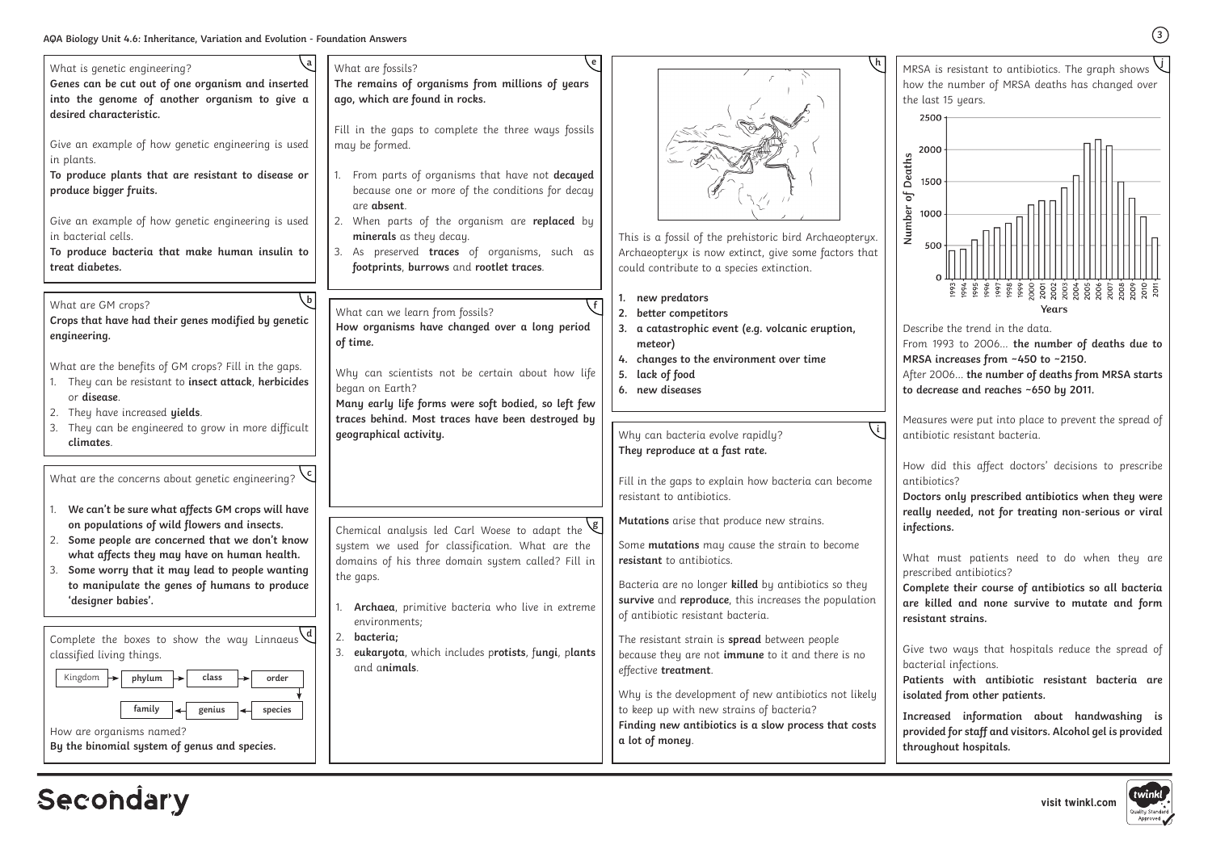AQA Biology Unit 4.6: Inheritance, Variation and Evolution - Foundation Answers

**a**

What is genetic engineering?

**Genes can be cut out of one organism and inserted into the genome of another organism to give a desired characteristic.**

Give an example of how genetic engineering is used in plants.

**To produce plants that are resistant to disease or produce bigger fruits.**

Give an example of how genetic engineering is used in bacterial cells.

**To produce bacteria that make human insulin to treat diabetes.**

**b**

What are GM crops?

**Crops that have had their genes modified by genetic engineering.**

What are the benefits of GM crops? Fill in the gaps.

1. They can be resistant to **insect attack**, **herbicides** or **disease**.
2. They have increased **yields**.
3. They can be engineered to grow in more difficult **climates**.

**c**

What are the concerns about genetic engineering?

1. **We can't be sure what affects GM crops will have on populations of wild flowers and insects.**
2. **Some people are concerned that we don't know what affects they may have on human health.**
3. **Some worry that it may lead to people wanting to manipulate the genes of humans to produce 'designer babies'.**

**d**

Complete the boxes to show the way Linnaeus classified living things.

Kingdom → **phylum** → **class** → **order** → **family** ← **genius** ← **species**

How are organisms named?

**By the binomial system of genus and species.**

**e**

What are fossils?

**The remains of organisms from millions of years ago, which are found in rocks.**

Fill in the gaps to complete the three ways fossils may be formed.

1. From parts of organisms that have not **decayed** because one or more of the conditions for decay are **absent**.
2. When parts of the organism are **replaced** by **minerals** as they decay.
3. As preserved **traces** of organisms, such as **footprints**, **burrows** and **rootlet traces**.

**f**

What can we learn from fossils?

**How organisms have changed over a long period of time.**

Why can scientists not be certain about how life began on Earth?

**Many early life forms were soft bodied, so left few traces behind. Most traces have been destroyed by geographical activity.**

**g**

Chemical analysis led Carl Woese to adapt the system we used for classification. What are the domains of his three domain system called? Fill in the gaps.

1. **Archaea**, primitive bacteria who live in extreme environments;
2. **bacteria;**
3. **eukaryota**, which includes p**rotists**, f**ungi**, p**lants** and a**nimals**.

**h**

This is a fossil of the prehistoric bird Archaeopteryx. Archaeopteryx is now extinct, give some factors that could contribute to a species extinction.

1. **new predators**
2. **better competitors**
3. **a catastrophic event (e.g. volcanic eruption, meteor)**
4. **changes to the environment over time**
5. **lack of food**
6. **new diseases**

**i**

Why can bacteria evolve rapidly?

**They reproduce at a fast rate.**

Fill in the gaps to explain how bacteria can become resistant to antibiotics.

**Mutations** arise that produce new strains.

Some **mutations** may cause the strain to become **resistant** to antibiotics.

Bacteria are no longer **killed** by antibiotics so they **survive** and **reproduce**, this increases the population of antibiotic resistant bacteria.

The resistant strain is **spread** between people because they are not **immune** to it and there is no effective **treatment**.

Why is the development of new antibiotics not likely to keep up with new strains of bacteria?

**Finding new antibiotics is a slow process that costs a lot of money**.

**j**

MRSA is resistant to antibiotics. The graph shows how the number of MRSA deaths has changed over the last 15 years.

Number of Deaths
0
500
1000
1500
2000
2500
Years
1993 1994 1995 1996 1997 1998 1999 2000 2001 2002 2003 2004 2005 2006 2007 2008 2009 2010 2011

Describe the trend in the data.

From 1993 to 2006... **the number of deaths due to MRSA increases from ~450 to ~2150.**

After 2006... **the number of deaths from MRSA starts to decrease and reaches ~650 by 2011.**

Measures were put into place to prevent the spread of antibiotic resistant bacteria.

How did this affect doctors' decisions to prescribe antibiotics?

**Doctors only prescribed antibiotics when they were really needed, not for treating non-serious or viral infections.**

What must patients need to do when they are prescribed antibiotics?

**Complete their course of antibiotics so all bacteria are killed and none survive to mutate and form resistant strains.**

Give two ways that hospitals reduce the spread of bacterial infections.

**Patients with antibiotic resistant bacteria are isolated from other patients.**

**Increased information about handwashing is provided for staff and visitors. Alcohol gel is provided throughout hospitals.**